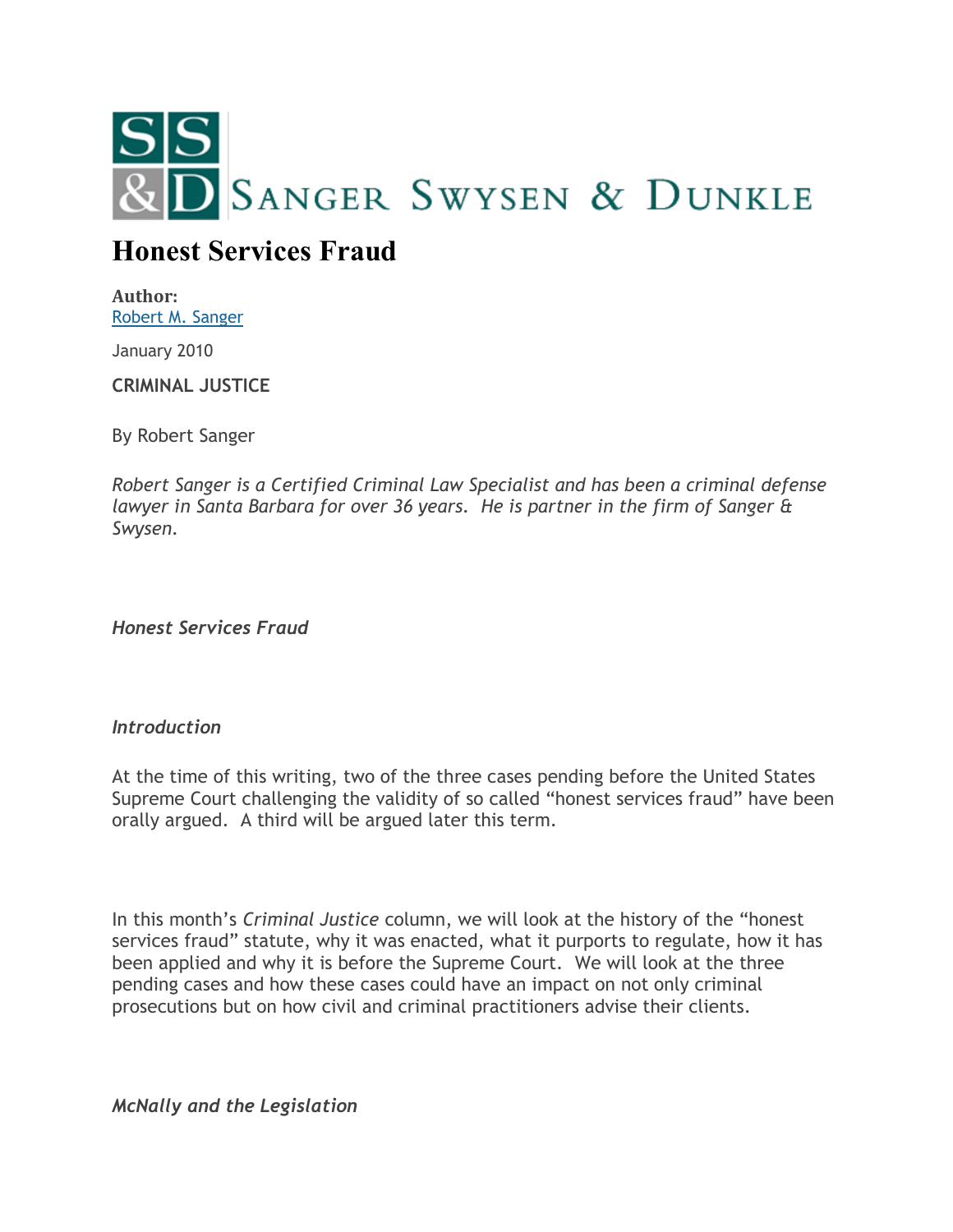SS & D SANGER SWYSEN & DUNKLE

# Honest Services Fraud

**Author:**
[Robert M. Sanger]

January 2010

**CRIMINAL JUSTICE**

By Robert Sanger

*Robert Sanger is a Certified Criminal Law Specialist and has been a criminal defense lawyer in Santa Barbara for over 36 years. He is partner in the firm of Sanger & Swysen.*

*Honest Services Fraud*

*Introduction*

At the time of this writing, two of the three cases pending before the United States Supreme Court challenging the validity of so called "honest services fraud" have been orally argued. A third will be argued later this term.

In this month's *Criminal Justice* column, we will look at the history of the "honest services fraud" statute, why it was enacted, what it purports to regulate, how it has been applied and why it is before the Supreme Court. We will look at the three pending cases and how these cases could have an impact on not only criminal prosecutions but on how civil and criminal practitioners advise their clients.

*McNally and the Legislation*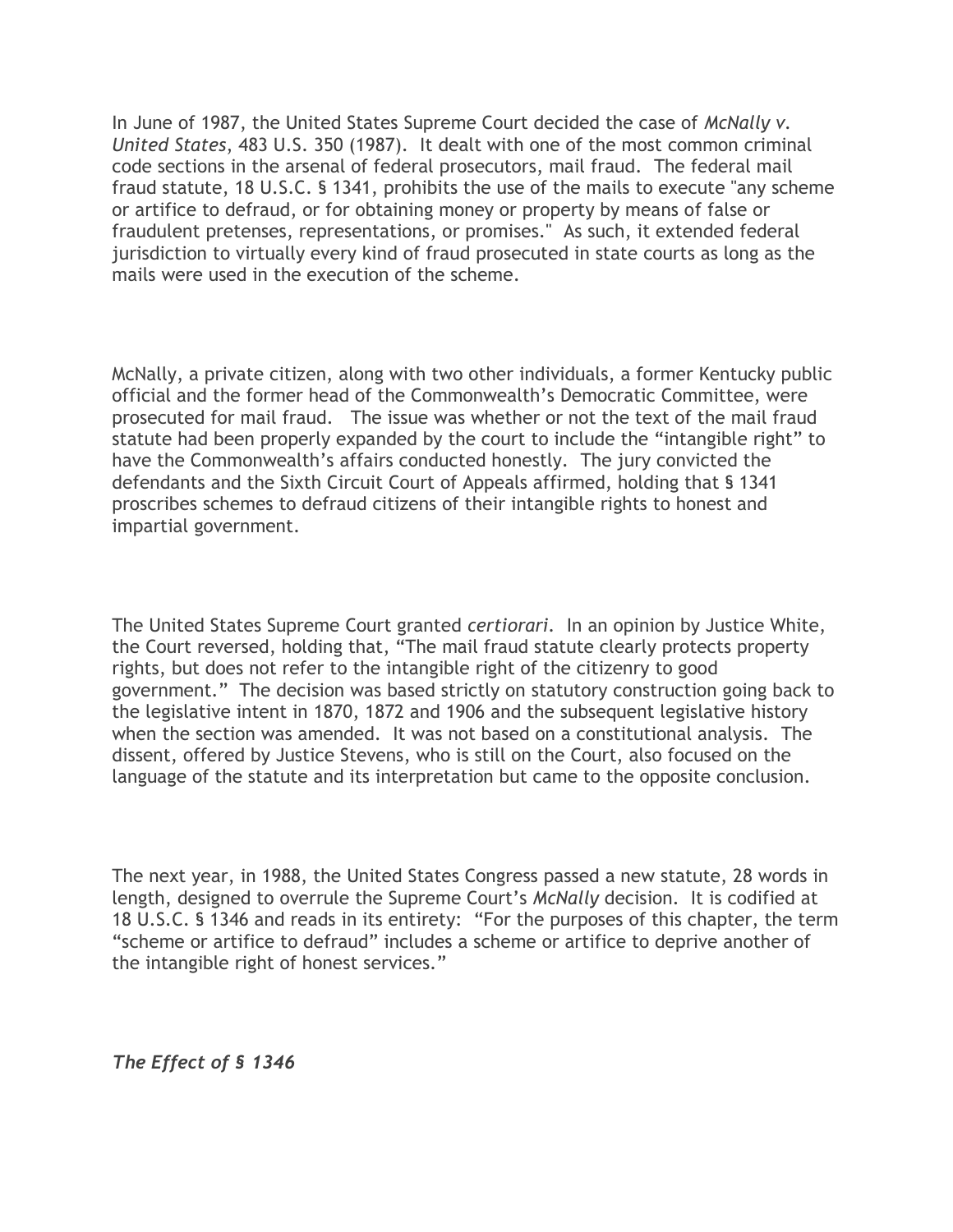In June of 1987, the United States Supreme Court decided the case of *McNally v. United States*, 483 U.S. 350 (1987). It dealt with one of the most common criminal code sections in the arsenal of federal prosecutors, mail fraud. The federal mail fraud statute, 18 U.S.C. § 1341, prohibits the use of the mails to execute "any scheme or artifice to defraud, or for obtaining money or property by means of false or fraudulent pretenses, representations, or promises." As such, it extended federal jurisdiction to virtually every kind of fraud prosecuted in state courts as long as the mails were used in the execution of the scheme.

McNally, a private citizen, along with two other individuals, a former Kentucky public official and the former head of the Commonwealth's Democratic Committee, were prosecuted for mail fraud. The issue was whether or not the text of the mail fraud statute had been properly expanded by the court to include the "intangible right" to have the Commonwealth's affairs conducted honestly. The jury convicted the defendants and the Sixth Circuit Court of Appeals affirmed, holding that § 1341 proscribes schemes to defraud citizens of their intangible rights to honest and impartial government.

The United States Supreme Court granted *certiorari*. In an opinion by Justice White, the Court reversed, holding that, "The mail fraud statute clearly protects property rights, but does not refer to the intangible right of the citizenry to good government." The decision was based strictly on statutory construction going back to the legislative intent in 1870, 1872 and 1906 and the subsequent legislative history when the section was amended. It was not based on a constitutional analysis. The dissent, offered by Justice Stevens, who is still on the Court, also focused on the language of the statute and its interpretation but came to the opposite conclusion.

The next year, in 1988, the United States Congress passed a new statute, 28 words in length, designed to overrule the Supreme Court's *McNally* decision. It is codified at 18 U.S.C. § 1346 and reads in its entirety: "For the purposes of this chapter, the term "scheme or artifice to defraud" includes a scheme or artifice to deprive another of the intangible right of honest services."

***The Effect of § 1346***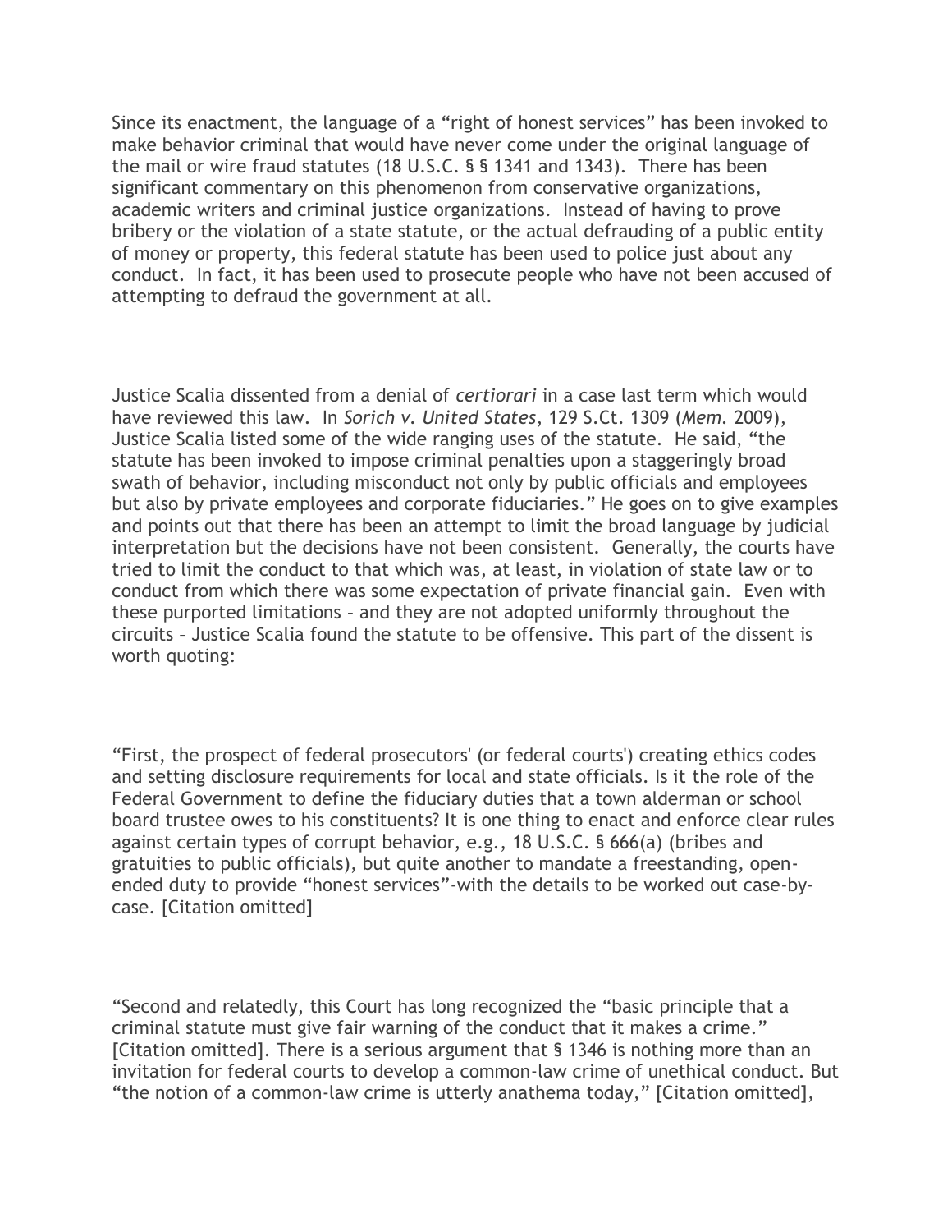Since its enactment, the language of a "right of honest services" has been invoked to make behavior criminal that would have never come under the original language of the mail or wire fraud statutes (18 U.S.C. § § 1341 and 1343). There has been significant commentary on this phenomenon from conservative organizations, academic writers and criminal justice organizations. Instead of having to prove bribery or the violation of a state statute, or the actual defrauding of a public entity of money or property, this federal statute has been used to police just about any conduct. In fact, it has been used to prosecute people who have not been accused of attempting to defraud the government at all.

Justice Scalia dissented from a denial of *certiorari* in a case last term which would have reviewed this law. In *Sorich v. United States*, 129 S.Ct. 1309 (*Mem.* 2009), Justice Scalia listed some of the wide ranging uses of the statute. He said, "the statute has been invoked to impose criminal penalties upon a staggeringly broad swath of behavior, including misconduct not only by public officials and employees but also by private employees and corporate fiduciaries." He goes on to give examples and points out that there has been an attempt to limit the broad language by judicial interpretation but the decisions have not been consistent. Generally, the courts have tried to limit the conduct to that which was, at least, in violation of state law or to conduct from which there was some expectation of private financial gain. Even with these purported limitations – and they are not adopted uniformly throughout the circuits – Justice Scalia found the statute to be offensive. This part of the dissent is worth quoting:

"First, the prospect of federal prosecutors' (or federal courts') creating ethics codes and setting disclosure requirements for local and state officials. Is it the role of the Federal Government to define the fiduciary duties that a town alderman or school board trustee owes to his constituents? It is one thing to enact and enforce clear rules against certain types of corrupt behavior, e.g., 18 U.S.C. § 666(a) (bribes and gratuities to public officials), but quite another to mandate a freestanding, open-ended duty to provide "honest services"-with the details to be worked out case-by-case. [Citation omitted]

"Second and relatedly, this Court has long recognized the "basic principle that a criminal statute must give fair warning of the conduct that it makes a crime." [Citation omitted]. There is a serious argument that § 1346 is nothing more than an invitation for federal courts to develop a common-law crime of unethical conduct. But "the notion of a common-law crime is utterly anathema today," [Citation omitted],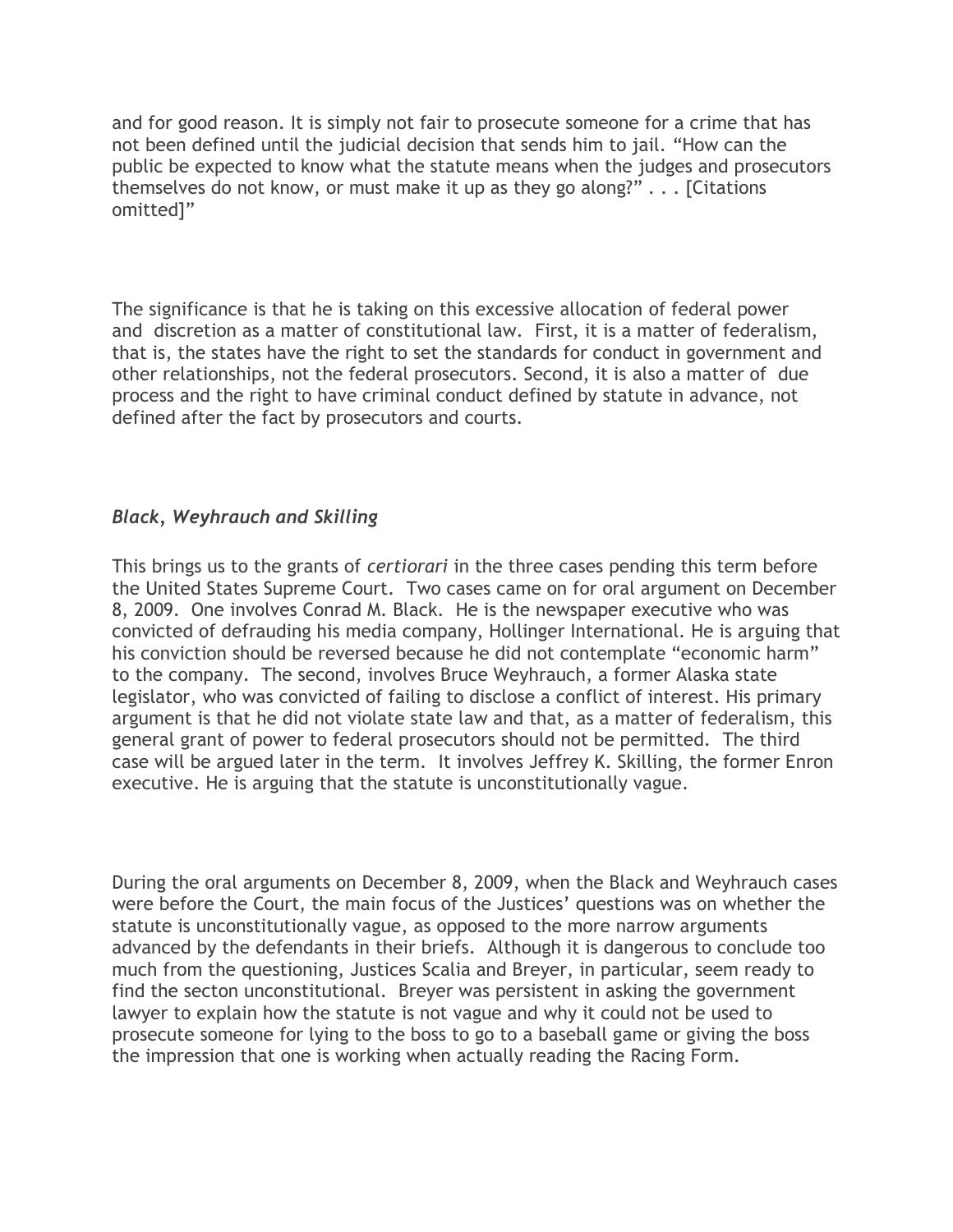and for good reason. It is simply not fair to prosecute someone for a crime that has not been defined until the judicial decision that sends him to jail. "How can the public be expected to know what the statute means when the judges and prosecutors themselves do not know, or must make it up as they go along?" . . . [Citations omitted]"

The significance is that he is taking on this excessive allocation of federal power and discretion as a matter of constitutional law. First, it is a matter of federalism, that is, the states have the right to set the standards for conduct in government and other relationships, not the federal prosecutors. Second, it is also a matter of due process and the right to have criminal conduct defined by statute in advance, not defined after the fact by prosecutors and courts.

### *Black, Weyhrauch and Skilling*

This brings us to the grants of *certiorari* in the three cases pending this term before the United States Supreme Court. Two cases came on for oral argument on December 8, 2009. One involves Conrad M. Black. He is the newspaper executive who was convicted of defrauding his media company, Hollinger International. He is arguing that his conviction should be reversed because he did not contemplate "economic harm" to the company. The second, involves Bruce Weyhrauch, a former Alaska state legislator, who was convicted of failing to disclose a conflict of interest. His primary argument is that he did not violate state law and that, as a matter of federalism, this general grant of power to federal prosecutors should not be permitted. The third case will be argued later in the term. It involves Jeffrey K. Skilling, the former Enron executive. He is arguing that the statute is unconstitutionally vague.

During the oral arguments on December 8, 2009, when the Black and Weyhrauch cases were before the Court, the main focus of the Justices' questions was on whether the statute is unconstitutionally vague, as opposed to the more narrow arguments advanced by the defendants in their briefs. Although it is dangerous to conclude too much from the questioning, Justices Scalia and Breyer, in particular, seem ready to find the secton unconstitutional. Breyer was persistent in asking the government lawyer to explain how the statute is not vague and why it could not be used to prosecute someone for lying to the boss to go to a baseball game or giving the boss the impression that one is working when actually reading the Racing Form.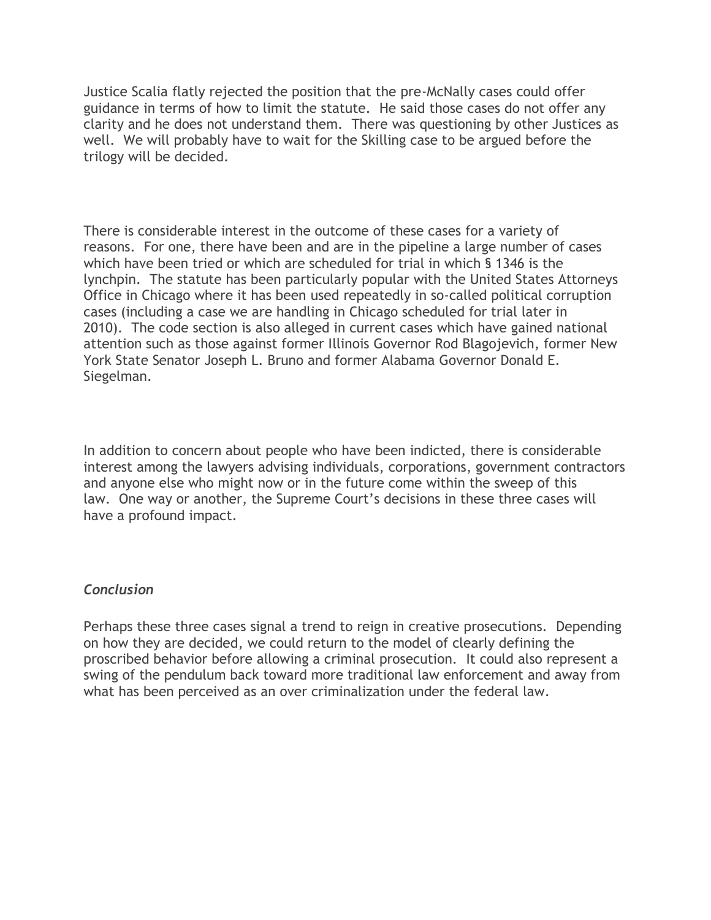Justice Scalia flatly rejected the position that the pre-McNally cases could offer guidance in terms of how to limit the statute. He said those cases do not offer any clarity and he does not understand them. There was questioning by other Justices as well. We will probably have to wait for the Skilling case to be argued before the trilogy will be decided.

There is considerable interest in the outcome of these cases for a variety of reasons. For one, there have been and are in the pipeline a large number of cases which have been tried or which are scheduled for trial in which § 1346 is the lynchpin. The statute has been particularly popular with the United States Attorneys Office in Chicago where it has been used repeatedly in so-called political corruption cases (including a case we are handling in Chicago scheduled for trial later in 2010). The code section is also alleged in current cases which have gained national attention such as those against former Illinois Governor Rod Blagojevich, former New York State Senator Joseph L. Bruno and former Alabama Governor Donald E. Siegelman.

In addition to concern about people who have been indicted, there is considerable interest among the lawyers advising individuals, corporations, government contractors and anyone else who might now or in the future come within the sweep of this law. One way or another, the Supreme Court's decisions in these three cases will have a profound impact.

*Conclusion*

Perhaps these three cases signal a trend to reign in creative prosecutions. Depending on how they are decided, we could return to the model of clearly defining the proscribed behavior before allowing a criminal prosecution. It could also represent a swing of the pendulum back toward more traditional law enforcement and away from what has been perceived as an over criminalization under the federal law.